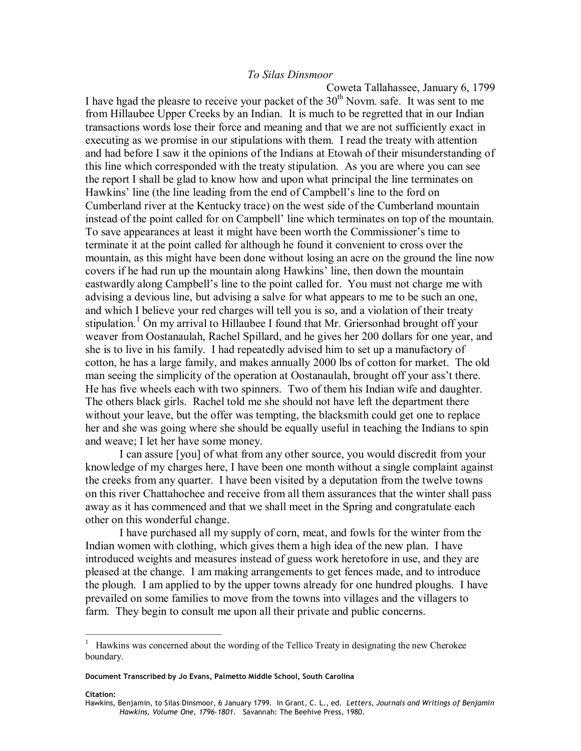*To Silas Dinsmoor*

Coweta Tallahassee, January 6, 1799

I have hgad the pleasre to receive your packet of the 30th Novm. safe. It was sent to me from Hillaubee Upper Creeks by an Indian. It is much to be regretted that in our Indian transactions words lose their force and meaning and that we are not sufficiently exact in executing as we promise in our stipulations with them. I read the treaty with attention and had before I saw it the opinions of the Indians at Etowah of their misunderstanding of this line which corresponded with the treaty stipulation. As you are where you can see the report I shall be glad to know how and upon what principal the line terminates on Hawkins' line (the line leading from the end of Campbell's line to the ford on Cumberland river at the Kentucky trace) on the west side of the Cumberland mountain instead of the point called for on Campbell' line which terminates on top of the mountain. To save appearances at least it might have been worth the Commissioner's time to terminate it at the point called for although he found it convenient to cross over the mountain, as this might have been done without losing an acre on the ground the line now covers if he had run up the mountain along Hawkins' line, then down the mountain eastwardly along Campbell's line to the point called for. You must not charge me with advising a devious line, but advising a salve for what appears to me to be such an one, and which I believe your red charges will tell you is so, and a violation of their treaty stipulation.[1] On my arrival to Hillaubee I found that Mr. Griersonhad brought off your weaver from Oostanaulah, Rachel Spillard, and he gives her 200 dollars for one year, and she is to live in his family. I had repeatedly advised him to set up a manufactory of cotton, he has a large family, and makes annually 2000 lbs of cotton for market. The old man seeing the simplicity of the operation at Oostanaulah, brought off your ass't there. He has five wheels each with two spinners. Two of them his Indian wife and daughter. The others black girls. Rachel told me she should not have left the department there without your leave, but the offer was tempting, the blacksmith could get one to replace her and she was going where she should be equally useful in teaching the Indians to spin and weave; I let her have some money.

I can assure [you] of what from any other source, you would discredit from your knowledge of my charges here, I have been one month without a single complaint against the creeks from any quarter. I have been visited by a deputation from the twelve towns on this river Chattahochee and receive from all them assurances that the winter shall pass away as it has commenced and that we shall meet in the Spring and congratulate each other on this wonderful change.

I have purchased all my supply of corn, meat, and fowls for the winter from the Indian women with clothing, which gives them a high idea of the new plan. I have introduced weights and measures instead of guess work heretofore in use, and they are pleased at the change. I am making arrangements to get fences made, and to introduce the plough. I am applied to by the upper towns already for one hundred ploughs. I have prevailed on some families to move from the towns into villages and the villagers to farm. They begin to consult me upon all their private and public concerns.

---

[1] Hawkins was concerned about the wording of the Tellico Treaty in designating the new Cherokee boundary.

**Document Transcribed by Jo Evans, Palmetto Middle School, South Carolina**

**Citation:**
Hawkins, Benjamin, to Silas Dinsmoor, 6 January 1799. In Grant, C. L., ed. *Letters, Journals and Writings of Benjamin Hawkins, Volume One, 1796-1801.* Savannah: The Beehive Press, 1980.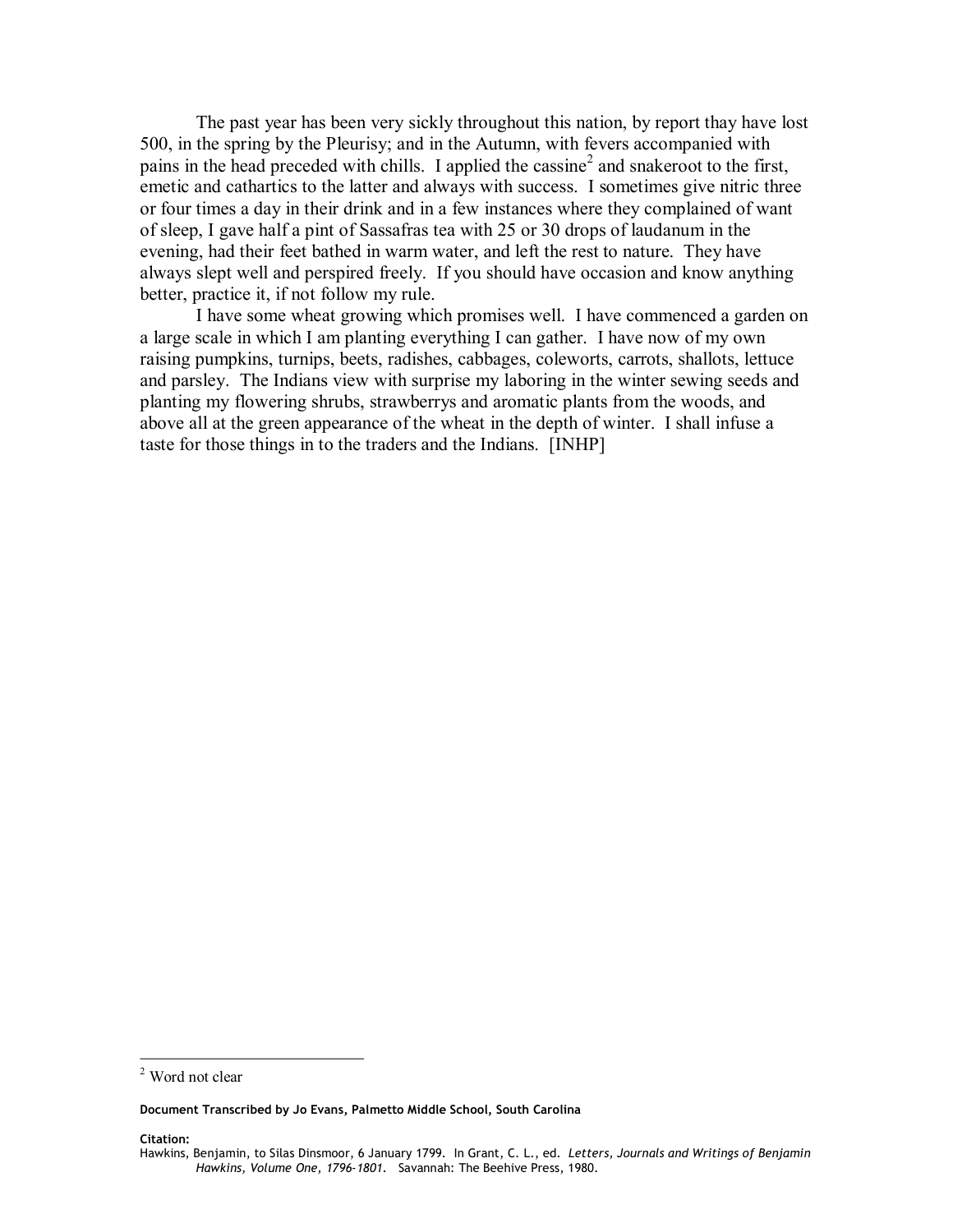The past year has been very sickly throughout this nation, by report thay have lost 500, in the spring by the Pleurisy; and in the Autumn, with fevers accompanied with pains in the head preceded with chills. I applied the cassine[2] and snakeroot to the first, emetic and cathartics to the latter and always with success. I sometimes give nitric three or four times a day in their drink and in a few instances where they complained of want of sleep, I gave half a pint of Sassafras tea with 25 or 30 drops of laudanum in the evening, had their feet bathed in warm water, and left the rest to nature. They have always slept well and perspired freely. If you should have occasion and know anything better, practice it, if not follow my rule.

I have some wheat growing which promises well. I have commenced a garden on a large scale in which I am planting everything I can gather. I have now of my own raising pumpkins, turnips, beets, radishes, cabbages, coleworts, carrots, shallots, lettuce and parsley. The Indians view with surprise my laboring in the winter sewing seeds and planting my flowering shrubs, strawberrys and aromatic plants from the woods, and above all at the green appearance of the wheat in the depth of winter. I shall infuse a taste for those things in to the traders and the Indians. [INHP]

---

[2] Word not clear

**Document Transcribed by Jo Evans, Palmetto Middle School, South Carolina**

**Citation:**
Hawkins, Benjamin, to Silas Dinsmoor, 6 January 1799. In Grant, C. L., ed. *Letters, Journals and Writings of Benjamin Hawkins, Volume One, 1796-1801.* Savannah: The Beehive Press, 1980.